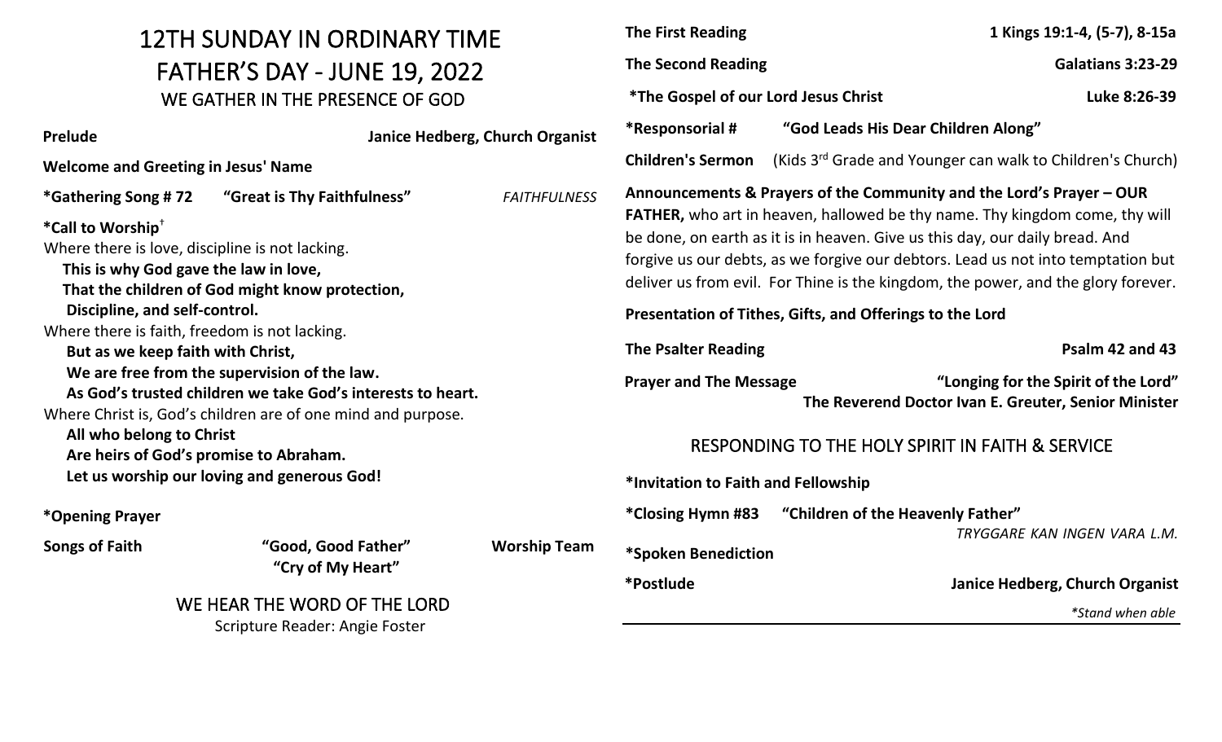# 12TH SUNDAY IN ORDINARY TIME

# FATHER'S DAY - JUNE 19, 2022

## WE GATHER IN THE PRESENCE OF GOD

**Prelude** — **Janice Hedberg, Church Organist**

**Welcome and Greeting in Jesus' Name**

**\*Gathering Song # 72 "Great is Thy Faithfulness"** *FAITHFULNESS*

**\*Call to Worship**[†]

Where there is love, discipline is not lacking.
**This is why God gave the law in love,**
**That the children of God might know protection,**
**Discipline, and self-control.**

Where there is faith, freedom is not lacking.
**But as we keep faith with Christ,**
**We are free from the supervision of the law.**
**As God's trusted children we take God's interests to heart.**

Where Christ is, God's children are of one mind and purpose.
**All who belong to Christ**
**Are heirs of God's promise to Abraham.**
**Let us worship our loving and generous God!**

**\*Opening Prayer**

**Songs of Faith** — **"Good, Good Father"**, **"Cry of My Heart"** — **Worship Team**

## WE HEAR THE WORD OF THE LORD

Scripture Reader: Angie Foster

**The First Reading** — **1 Kings 19:1-4, (5-7), 8-15a**

**The Second Reading** — **Galatians 3:23-29**

**\*The Gospel of our Lord Jesus Christ** — **Luke 8:26-39**

**\*Responsorial # "God Leads His Dear Children Along"**

**Children's Sermon** (Kids 3rd Grade and Younger can walk to Children's Church)

**Announcements & Prayers of the Community and the Lord's Prayer – OUR FATHER,** who art in heaven, hallowed be thy name. Thy kingdom come, thy will be done, on earth as it is in heaven. Give us this day, our daily bread. And forgive us our debts, as we forgive our debtors. Lead us not into temptation but deliver us from evil. For Thine is the kingdom, the power, and the glory forever.

**Presentation of Tithes, Gifts, and Offerings to the Lord**

**The Psalter Reading** — **Psalm 42 and 43**

**Prayer and The Message** — **"Longing for the Spirit of the Lord"**
**The Reverend Doctor Ivan E. Greuter, Senior Minister**

## RESPONDING TO THE HOLY SPIRIT IN FAITH & SERVICE

**\*Invitation to Faith and Fellowship**

**\*Closing Hymn #83 "Children of the Heavenly Father"** *TRYGGARE KAN INGEN VARA L.M.*

**\*Spoken Benediction**

**\*Postlude** — **Janice Hedberg, Church Organist**

*\*Stand when able*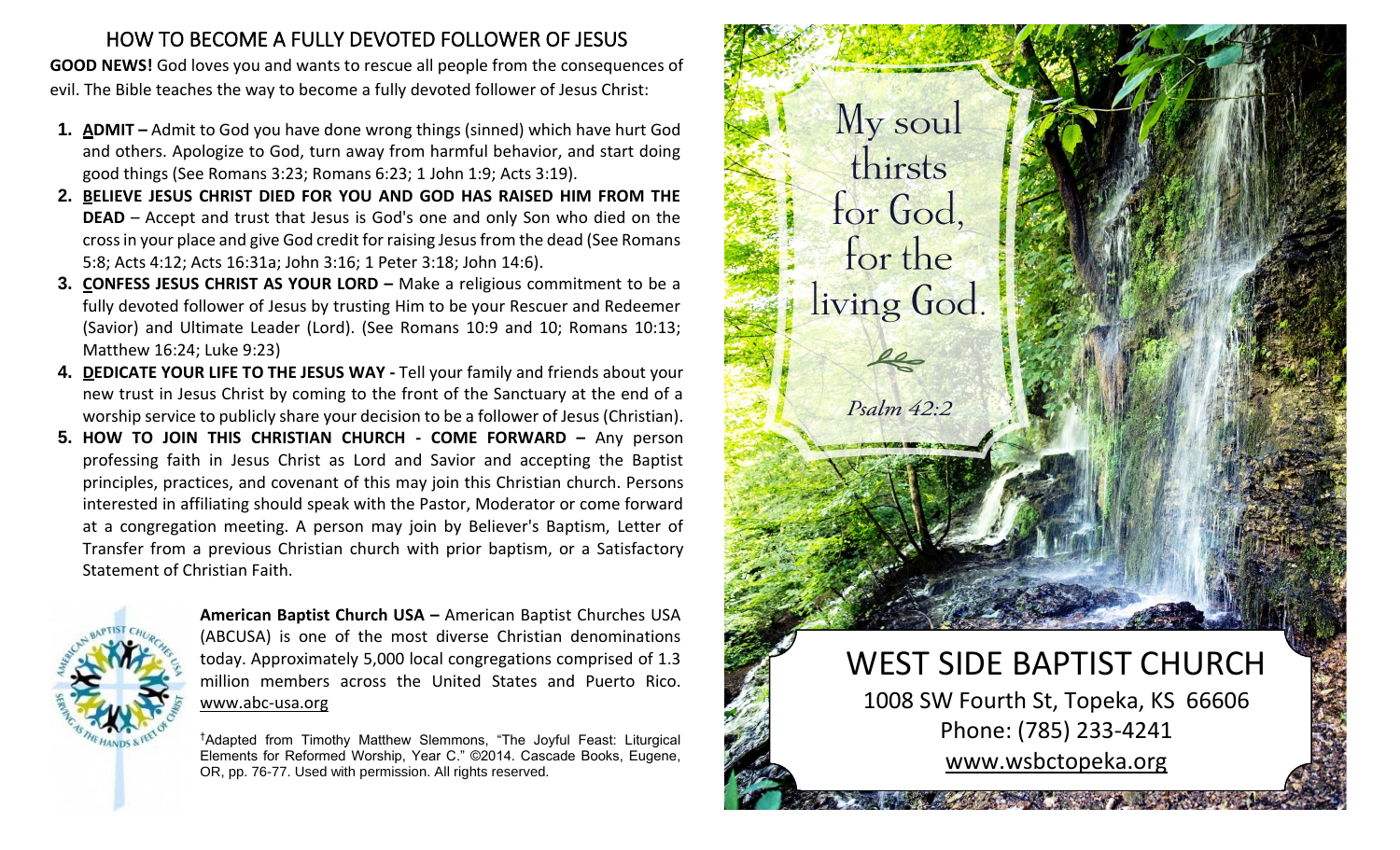# HOW TO BECOME A FULLY DEVOTED FOLLOWER OF JESUS

**GOOD NEWS!** God loves you and wants to rescue all people from the consequences of evil. The Bible teaches the way to become a fully devoted follower of Jesus Christ:

1. **ADMIT –** Admit to God you have done wrong things (sinned) which have hurt God and others. Apologize to God, turn away from harmful behavior, and start doing good things (See Romans 3:23; Romans 6:23; 1 John 1:9; Acts 3:19).
2. **BELIEVE JESUS CHRIST DIED FOR YOU AND GOD HAS RAISED HIM FROM THE DEAD** – Accept and trust that Jesus is God's one and only Son who died on the cross in your place and give God credit for raising Jesus from the dead (See Romans 5:8; Acts 4:12; Acts 16:31a; John 3:16; 1 Peter 3:18; John 14:6).
3. **CONFESS JESUS CHRIST AS YOUR LORD –** Make a religious commitment to be a fully devoted follower of Jesus by trusting Him to be your Rescuer and Redeemer (Savior) and Ultimate Leader (Lord). (See Romans 10:9 and 10; Romans 10:13; Matthew 16:24; Luke 9:23)
4. **DEDICATE YOUR LIFE TO THE JESUS WAY -** Tell your family and friends about your new trust in Jesus Christ by coming to the front of the Sanctuary at the end of a worship service to publicly share your decision to be a follower of Jesus (Christian).
5. **HOW TO JOIN THIS CHRISTIAN CHURCH - COME FORWARD –** Any person professing faith in Jesus Christ as Lord and Savior and accepting the Baptist principles, practices, and covenant of this may join this Christian church. Persons interested in affiliating should speak with the Pastor, Moderator or come forward at a congregation meeting. A person may join by Believer's Baptism, Letter of Transfer from a previous Christian church with prior baptism, or a Satisfactory Statement of Christian Faith.

**American Baptist Church USA –** American Baptist Churches USA (ABCUSA) is one of the most diverse Christian denominations today. Approximately 5,000 local congregations comprised of 1.3 million members across the United States and Puerto Rico. www.abc-usa.org

†Adapted from Timothy Matthew Slemmons, "The Joyful Feast: Liturgical Elements for Reformed Worship, Year C." ©2014. Cascade Books, Eugene, OR, pp. 76-77. Used with permission. All rights reserved.

My soul thirsts for God, for the living God.

*Psalm 42:2*

# WEST SIDE BAPTIST CHURCH

1008 SW Fourth St, Topeka, KS 66606

Phone: (785) 233-4241

www.wsbctopeka.org